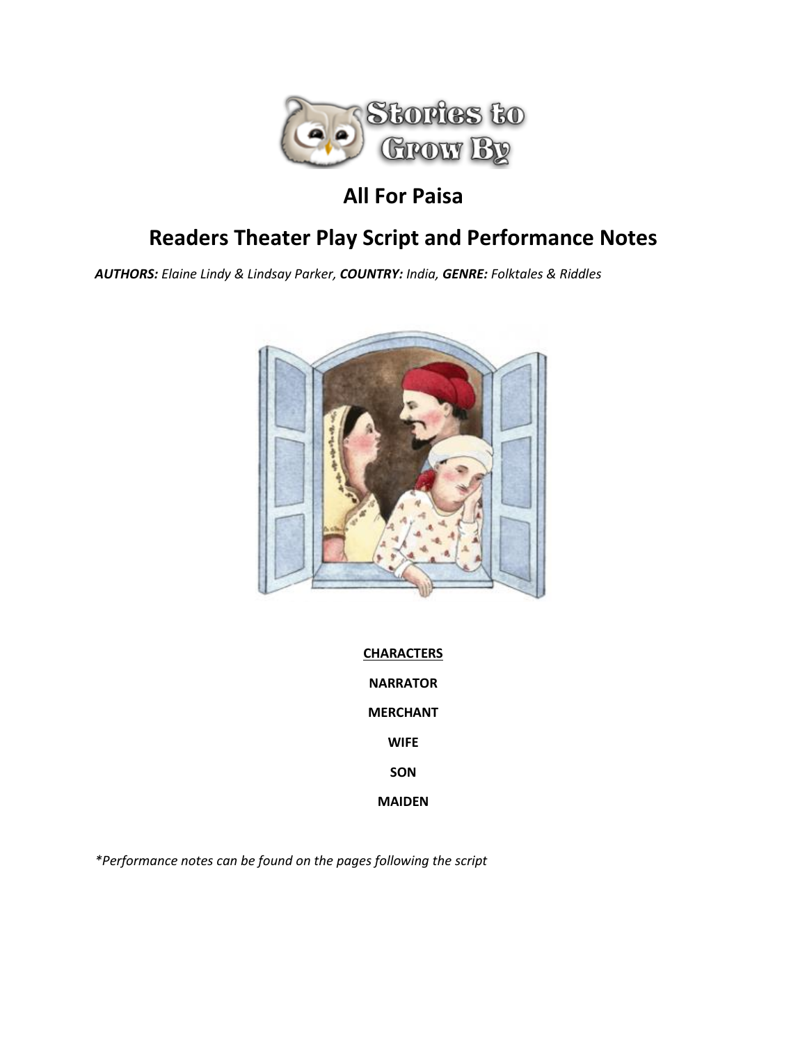# All For Paisa

## Readers Theater Play Script and Performance Notes

***AUTHORS:*** *Elaine Lindy & Lindsay Parker,* ***COUNTRY:*** *India,* ***GENRE:*** *Folktales & Riddles*

**CHARACTERS**

**NARRATOR**

**MERCHANT**

**WIFE**

**SON**

**MAIDEN**

**Performance notes can be found on the pages following the script*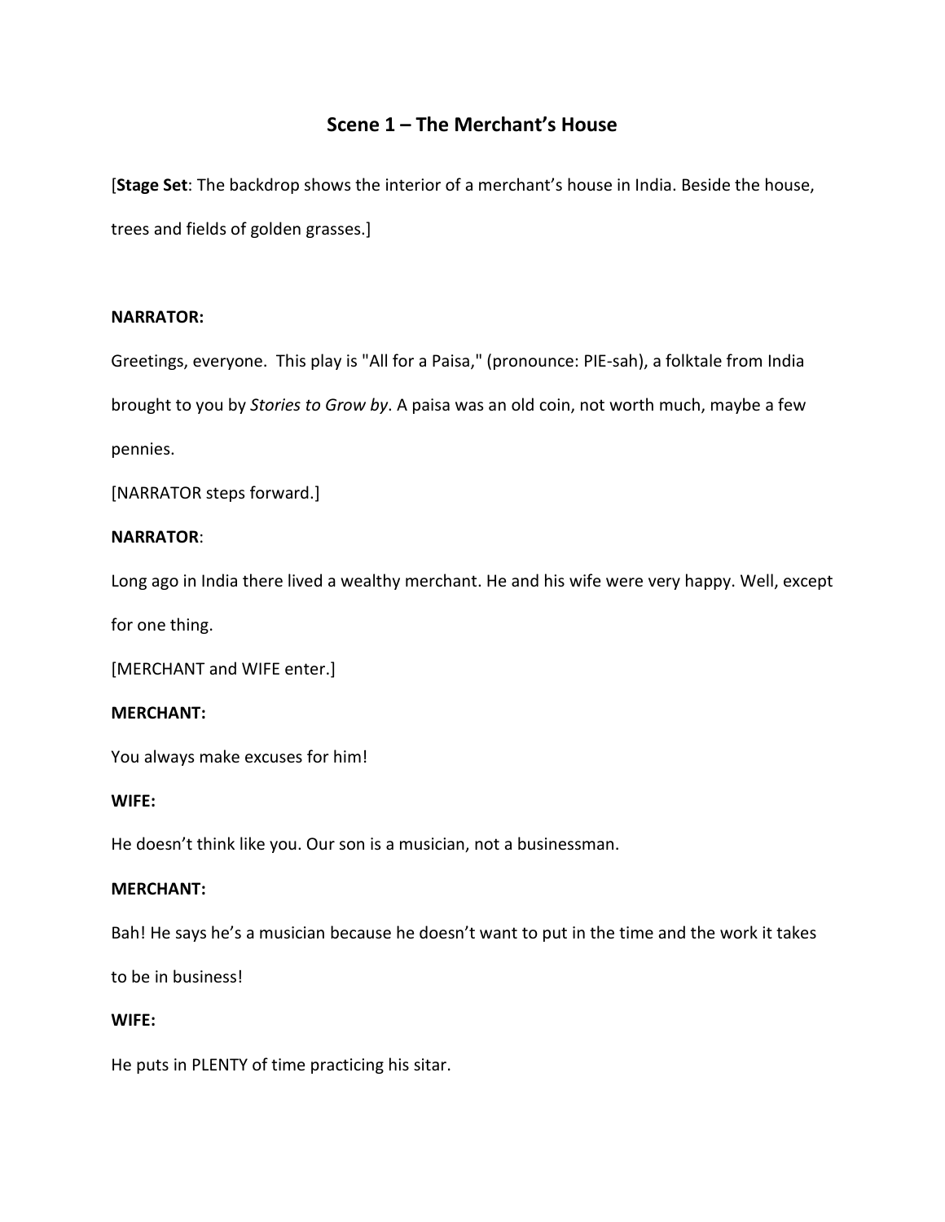## Scene 1 – The Merchant's House

[**Stage Set**: The backdrop shows the interior of a merchant's house in India. Beside the house, trees and fields of golden grasses.]

**NARRATOR:**

Greetings, everyone. This play is "All for a Paisa," (pronounce: PIE-sah), a folktale from India brought to you by *Stories to Grow by*. A paisa was an old coin, not worth much, maybe a few pennies.

[NARRATOR steps forward.]

**NARRATOR**:

Long ago in India there lived a wealthy merchant. He and his wife were very happy. Well, except for one thing.

[MERCHANT and WIFE enter.]

**MERCHANT:**

You always make excuses for him!

**WIFE:**

He doesn't think like you. Our son is a musician, not a businessman.

**MERCHANT:**

Bah! He says he's a musician because he doesn't want to put in the time and the work it takes to be in business!

**WIFE:**

He puts in PLENTY of time practicing his sitar.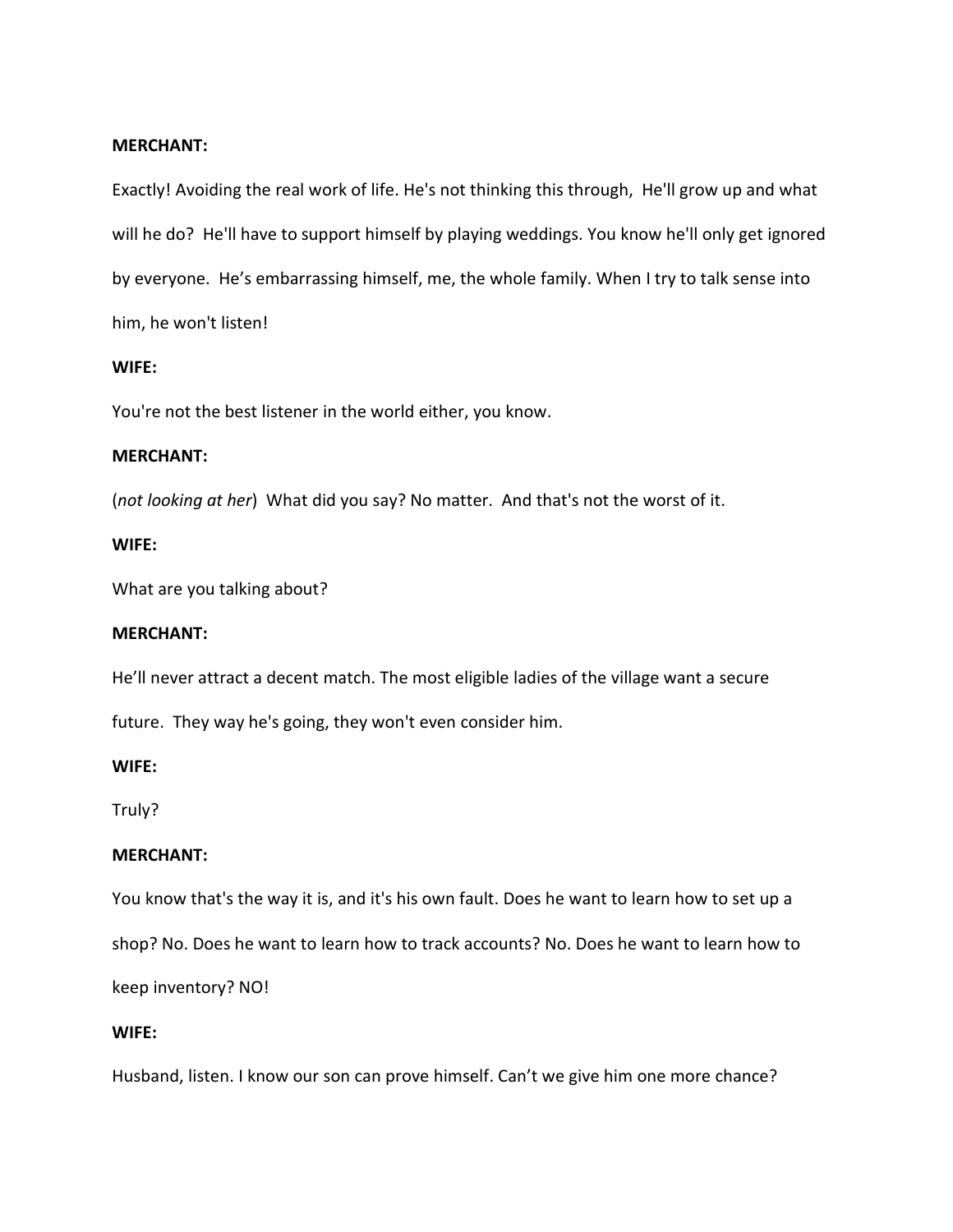**MERCHANT:**

Exactly! Avoiding the real work of life. He's not thinking this through, He'll grow up and what will he do? He'll have to support himself by playing weddings. You know he'll only get ignored by everyone. He's embarrassing himself, me, the whole family. When I try to talk sense into him, he won't listen!

**WIFE:**

You're not the best listener in the world either, you know.

**MERCHANT:**

(*not looking at her*) What did you say? No matter. And that's not the worst of it.

**WIFE:**

What are you talking about?

**MERCHANT:**

He'll never attract a decent match. The most eligible ladies of the village want a secure future. They way he's going, they won't even consider him.

**WIFE:**

Truly?

**MERCHANT:**

You know that's the way it is, and it's his own fault. Does he want to learn how to set up a shop? No. Does he want to learn how to track accounts? No. Does he want to learn how to keep inventory? NO!

**WIFE:**

Husband, listen. I know our son can prove himself. Can't we give him one more chance?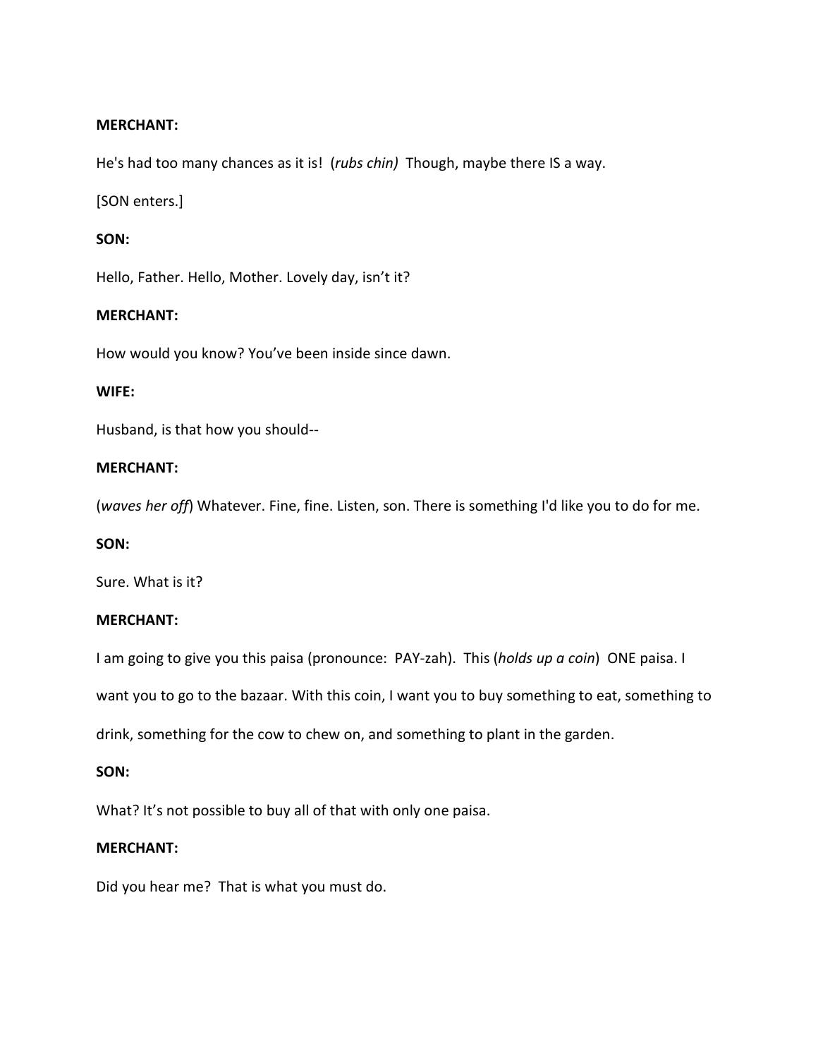**MERCHANT:**

He's had too many chances as it is! (*rubs chin)* Though, maybe there IS a way.

[SON enters.]

**SON:**

Hello, Father. Hello, Mother. Lovely day, isn't it?

**MERCHANT:**

How would you know? You've been inside since dawn.

**WIFE:**

Husband, is that how you should--

**MERCHANT:**

(*waves her off*) Whatever. Fine, fine. Listen, son. There is something I'd like you to do for me.

**SON:**

Sure. What is it?

**MERCHANT:**

I am going to give you this paisa (pronounce: PAY-zah). This (*holds up a coin*) ONE paisa. I want you to go to the bazaar. With this coin, I want you to buy something to eat, something to drink, something for the cow to chew on, and something to plant in the garden.

**SON:**

What? It's not possible to buy all of that with only one paisa.

**MERCHANT:**

Did you hear me? That is what you must do.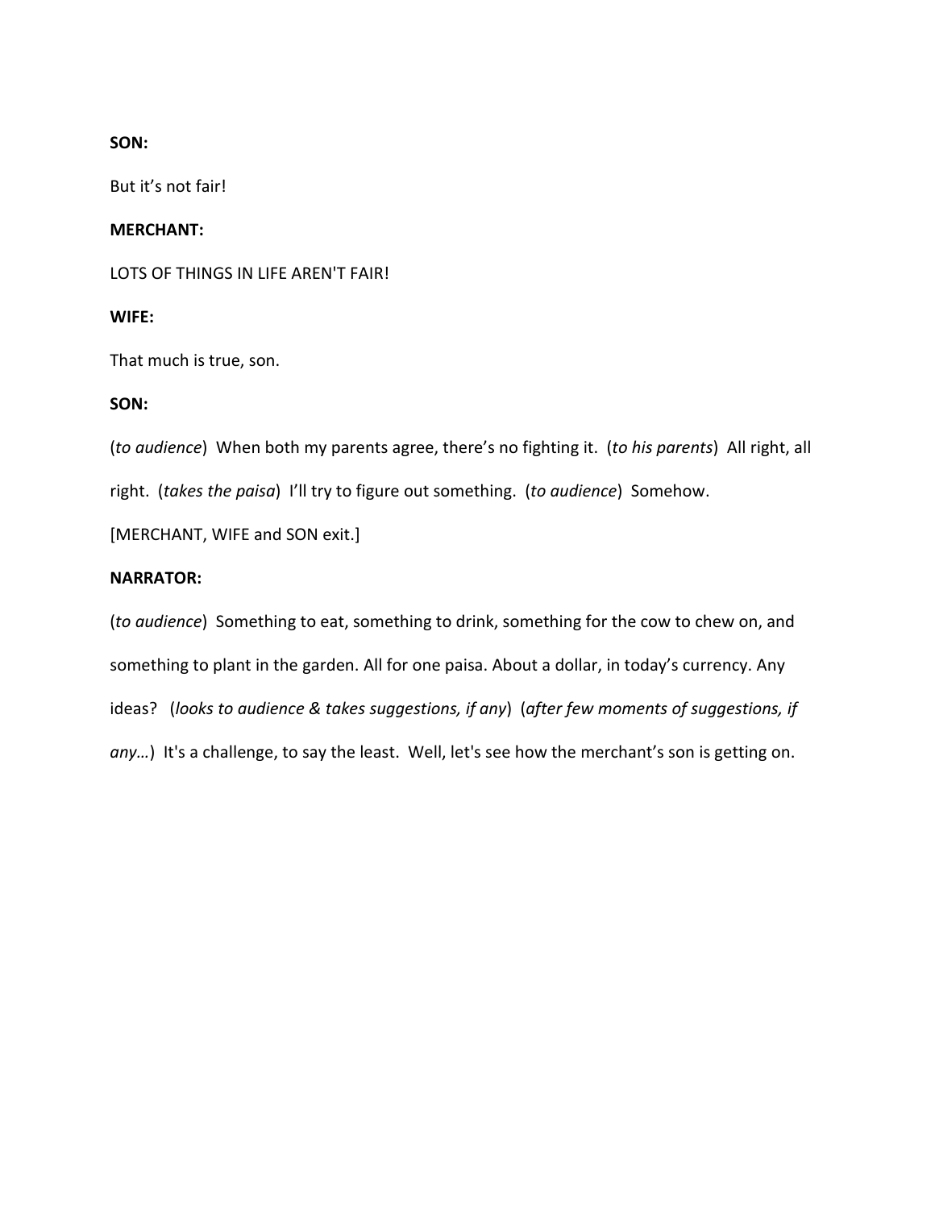**SON:**

But it’s not fair!

**MERCHANT:**

LOTS OF THINGS IN LIFE AREN'T FAIR!

**WIFE:**

That much is true, son.

**SON:**

(*to audience*) When both my parents agree, there’s no fighting it. (*to his parents*) All right, all right. (*takes the paisa*) I’ll try to figure out something. (*to audience*) Somehow.

[MERCHANT, WIFE and SON exit.]

**NARRATOR:**

(*to audience*) Something to eat, something to drink, something for the cow to chew on, and something to plant in the garden. All for one paisa. About a dollar, in today’s currency. Any ideas? (*looks to audience & takes suggestions, if any*) (*after few moments of suggestions, if any…*) It's a challenge, to say the least. Well, let's see how the merchant’s son is getting on.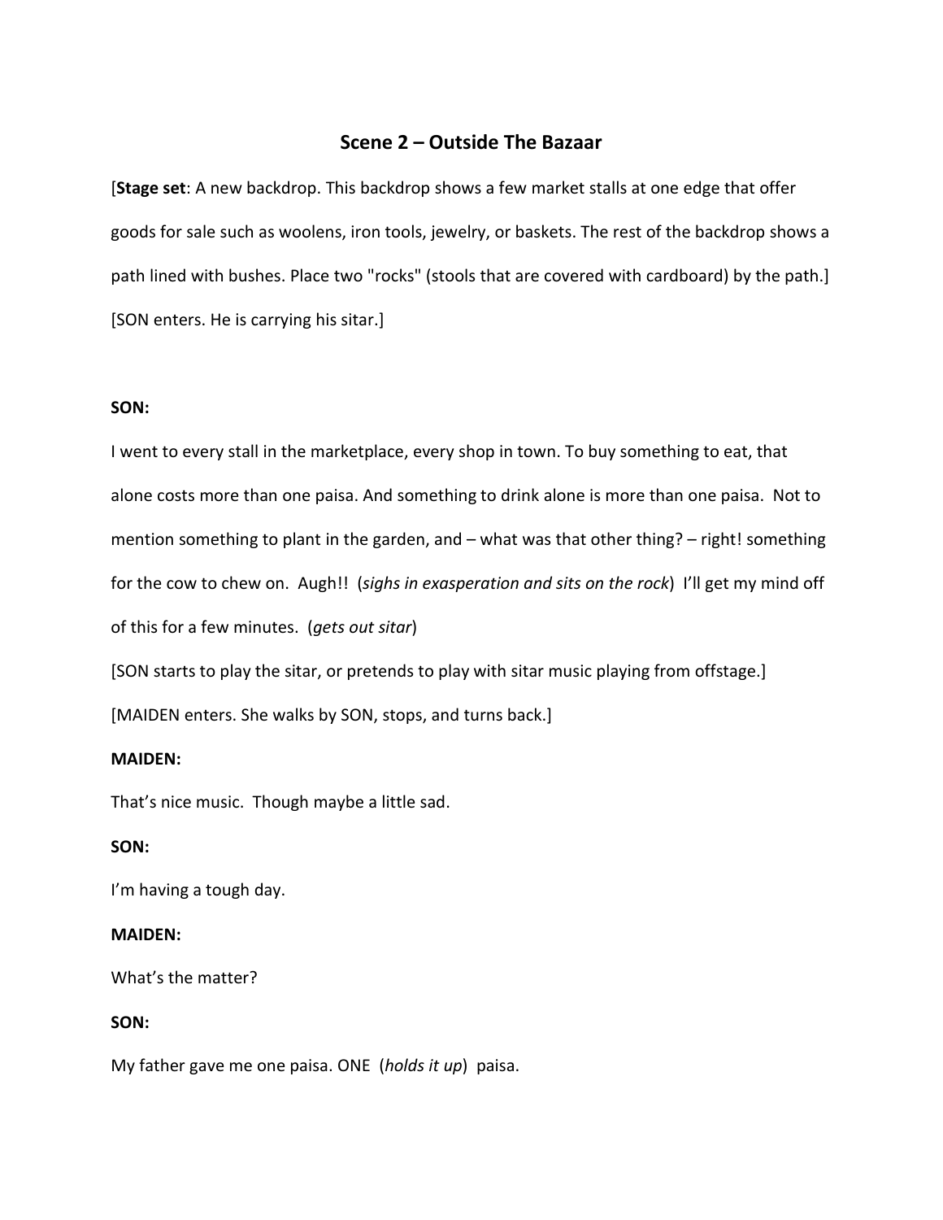## Scene 2 – Outside The Bazaar

[**Stage set**: A new backdrop. This backdrop shows a few market stalls at one edge that offer goods for sale such as woolens, iron tools, jewelry, or baskets. The rest of the backdrop shows a path lined with bushes. Place two "rocks" (stools that are covered with cardboard) by the path.]

[SON enters. He is carrying his sitar.]

**SON:**

I went to every stall in the marketplace, every shop in town. To buy something to eat, that alone costs more than one paisa. And something to drink alone is more than one paisa. Not to mention something to plant in the garden, and – what was that other thing? – right! something for the cow to chew on. Augh!! (*sighs in exasperation and sits on the rock*) I'll get my mind off of this for a few minutes. (*gets out sitar*)

[SON starts to play the sitar, or pretends to play with sitar music playing from offstage.]

[MAIDEN enters. She walks by SON, stops, and turns back.]

**MAIDEN:**

That's nice music. Though maybe a little sad.

**SON:**

I'm having a tough day.

**MAIDEN:**

What's the matter?

**SON:**

My father gave me one paisa. ONE (*holds it up*) paisa.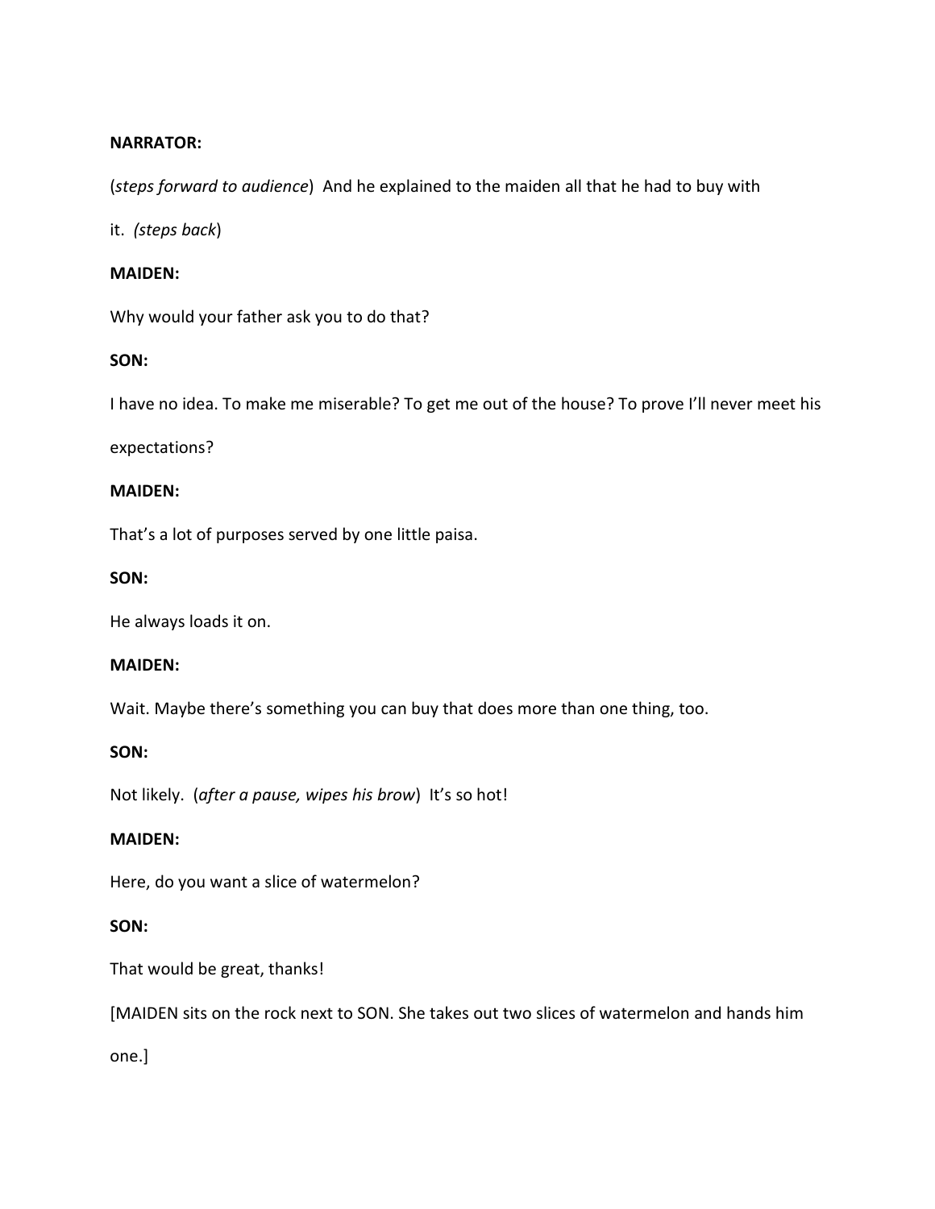**NARRATOR:**

(*steps forward to audience*) And he explained to the maiden all that he had to buy with it. *(steps back*)

**MAIDEN:**

Why would your father ask you to do that?

**SON:**

I have no idea. To make me miserable? To get me out of the house? To prove I'll never meet his expectations?

**MAIDEN:**

That's a lot of purposes served by one little paisa.

**SON:**

He always loads it on.

**MAIDEN:**

Wait. Maybe there's something you can buy that does more than one thing, too.

**SON:**

Not likely. (*after a pause, wipes his brow*) It's so hot!

**MAIDEN:**

Here, do you want a slice of watermelon?

**SON:**

That would be great, thanks!

[MAIDEN sits on the rock next to SON. She takes out two slices of watermelon and hands him one.]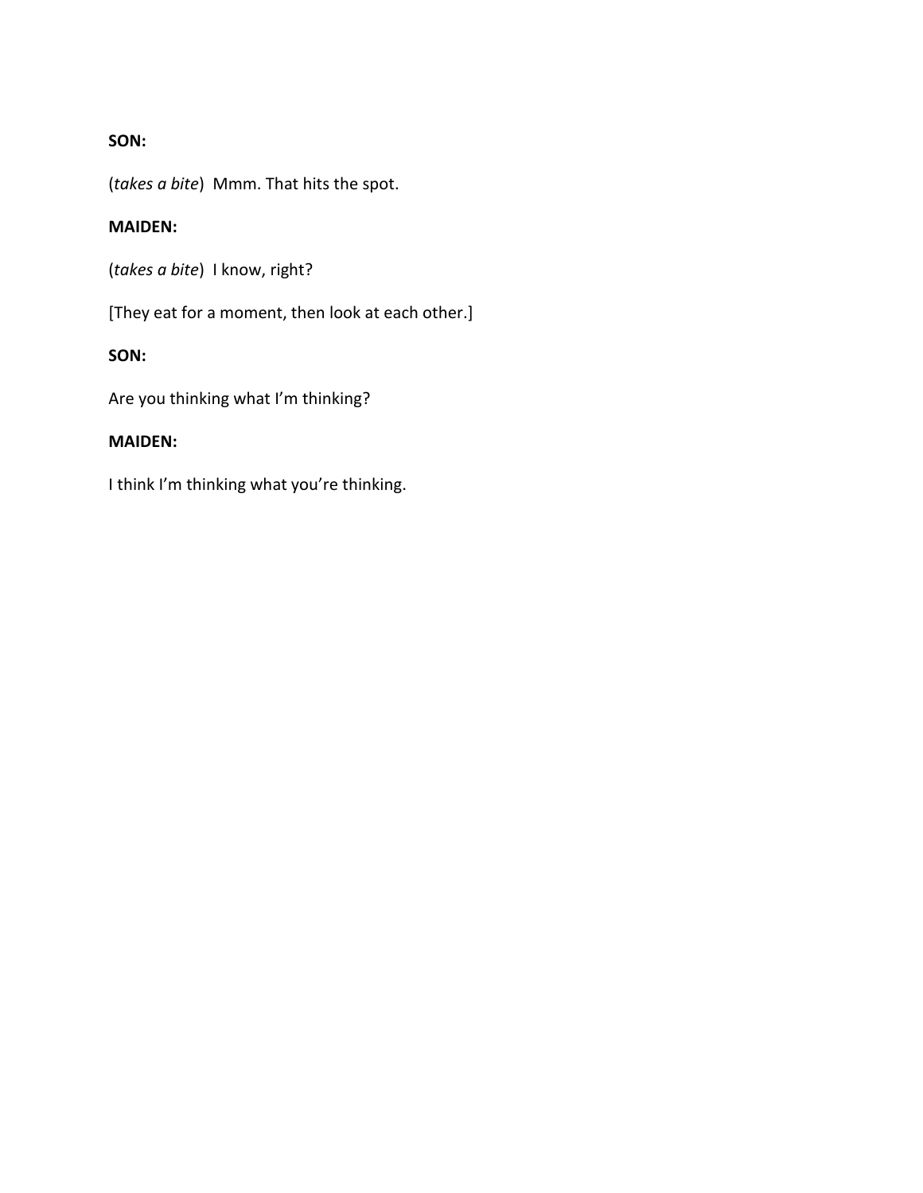**SON:**

(*takes a bite*)  Mmm. That hits the spot.

**MAIDEN:**

(*takes a bite*)  I know, right?

[They eat for a moment, then look at each other.]

**SON:**

Are you thinking what I'm thinking?

**MAIDEN:**

I think I'm thinking what you're thinking.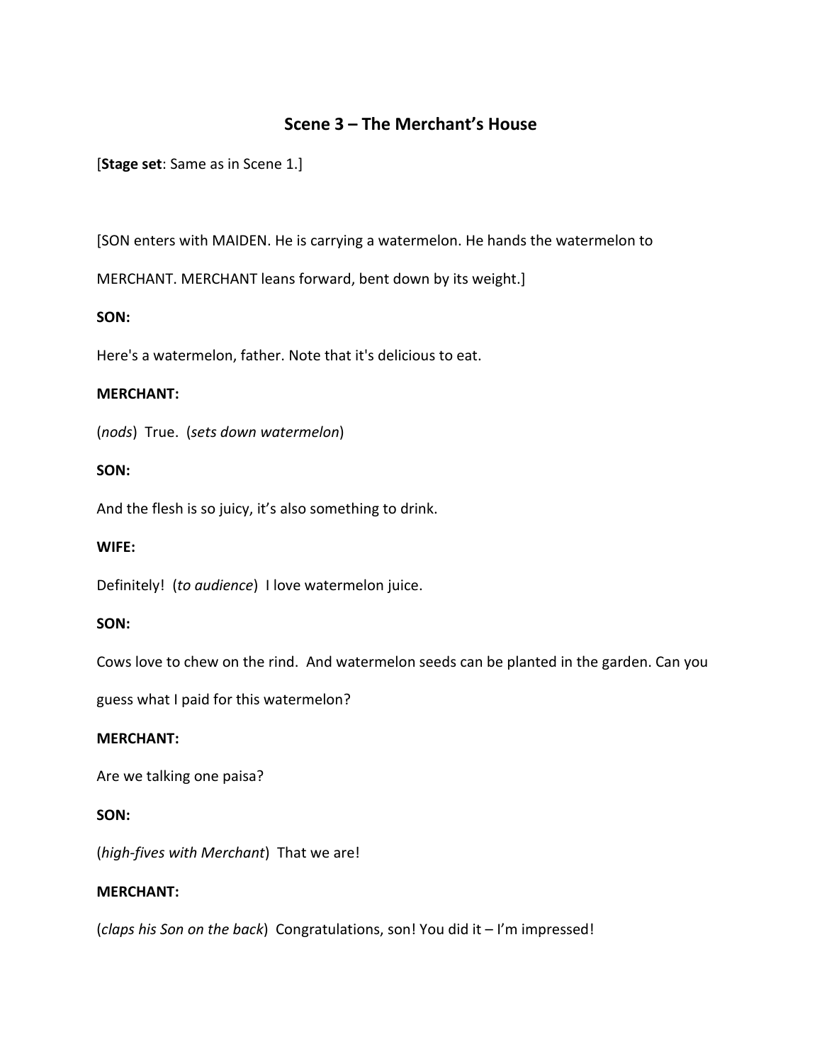## Scene 3 – The Merchant's House

[**Stage set**: Same as in Scene 1.]

[SON enters with MAIDEN. He is carrying a watermelon. He hands the watermelon to MERCHANT. MERCHANT leans forward, bent down by its weight.]

**SON:**

Here's a watermelon, father. Note that it's delicious to eat.

**MERCHANT:**

(*nods*) True. (*sets down watermelon*)

**SON:**

And the flesh is so juicy, it's also something to drink.

**WIFE:**

Definitely! (*to audience*) I love watermelon juice.

**SON:**

Cows love to chew on the rind. And watermelon seeds can be planted in the garden. Can you guess what I paid for this watermelon?

**MERCHANT:**

Are we talking one paisa?

**SON:**

(*high-fives with Merchant*) That we are!

**MERCHANT:**

(*claps his Son on the back*) Congratulations, son! You did it – I'm impressed!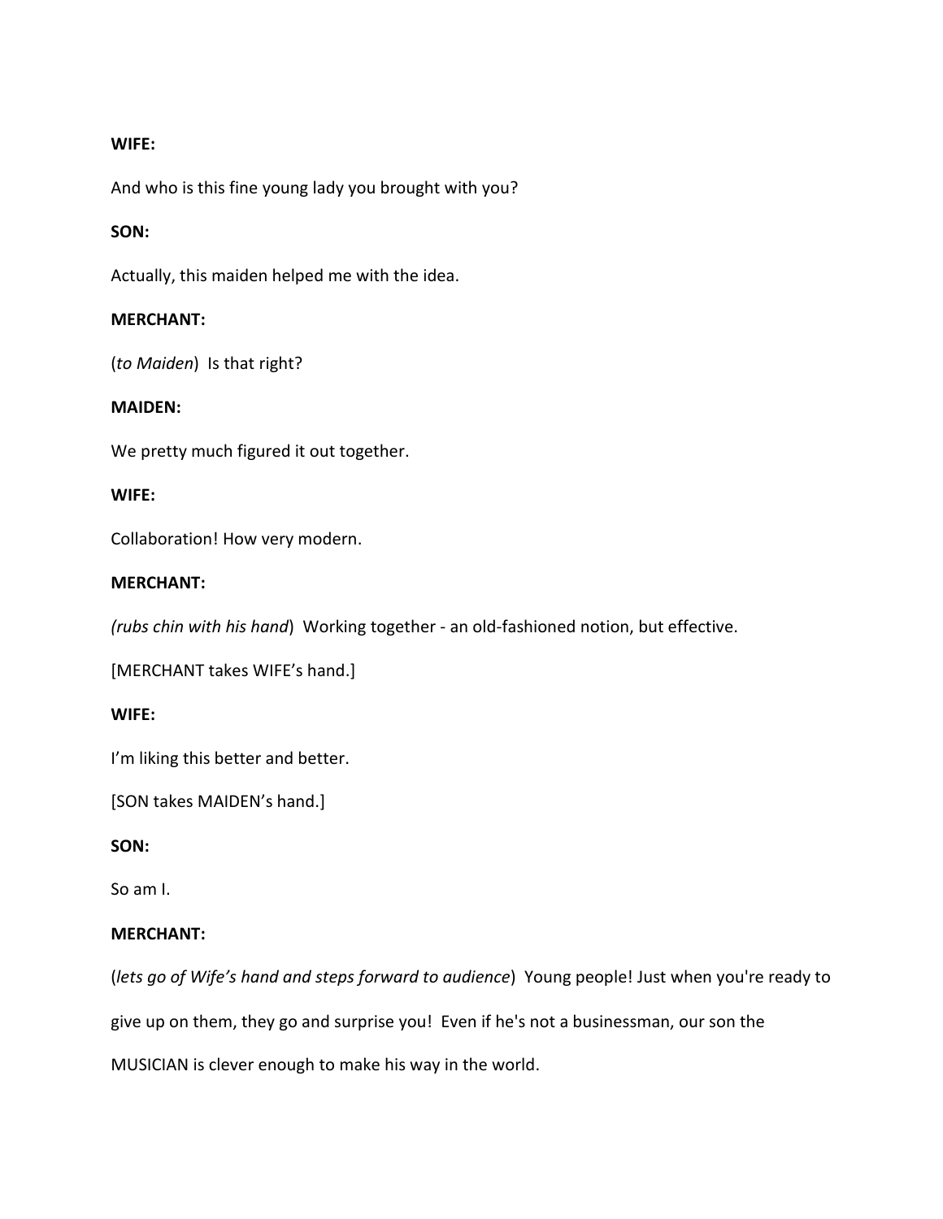**WIFE:**

And who is this fine young lady you brought with you?

**SON:**

Actually, this maiden helped me with the idea.

**MERCHANT:**

(*to Maiden*)  Is that right?

**MAIDEN:**

We pretty much figured it out together.

**WIFE:**

Collaboration! How very modern.

**MERCHANT:**

*(rubs chin with his hand*)  Working together - an old-fashioned notion, but effective.

[MERCHANT takes WIFE's hand.]

**WIFE:**

I'm liking this better and better.

[SON takes MAIDEN's hand.]

**SON:**

So am I.

**MERCHANT:**

(*lets go of Wife's hand and steps forward to audience*)  Young people! Just when you're ready to give up on them, they go and surprise you!  Even if he's not a businessman, our son the MUSICIAN is clever enough to make his way in the world.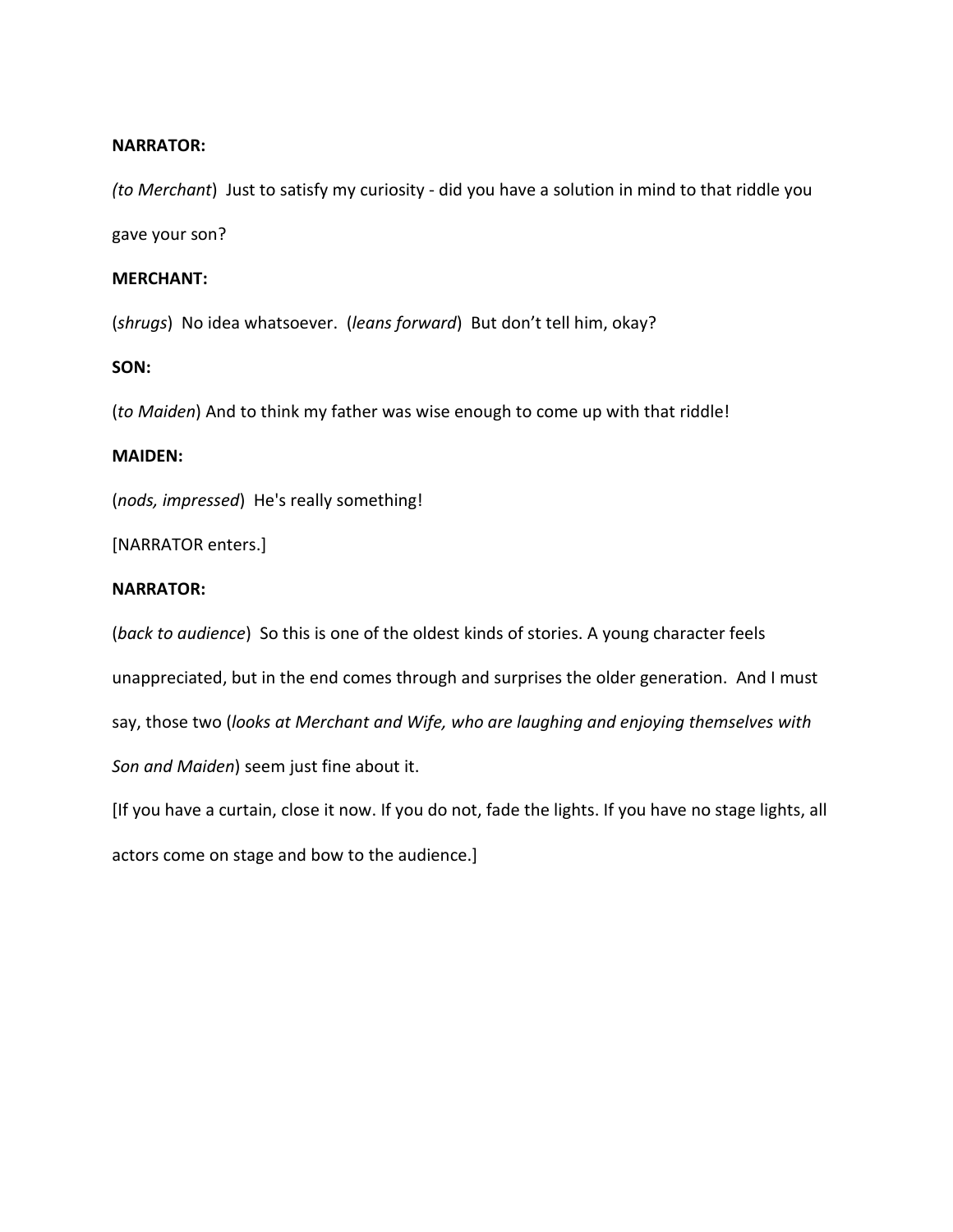**NARRATOR:**

*(to Merchant*)  Just to satisfy my curiosity - did you have a solution in mind to that riddle you gave your son?

**MERCHANT:**

(*shrugs*)  No idea whatsoever.  (*leans forward*)  But don't tell him, okay?

**SON:**

(*to Maiden*) And to think my father was wise enough to come up with that riddle!

**MAIDEN:**

(*nods, impressed*)  He's really something!

[NARRATOR enters.]

**NARRATOR:**

(*back to audience*)  So this is one of the oldest kinds of stories. A young character feels unappreciated, but in the end comes through and surprises the older generation.  And I must say, those two (*looks at Merchant and Wife, who are laughing and enjoying themselves with Son and Maiden*) seem just fine about it.

[If you have a curtain, close it now. If you do not, fade the lights. If you have no stage lights, all actors come on stage and bow to the audience.]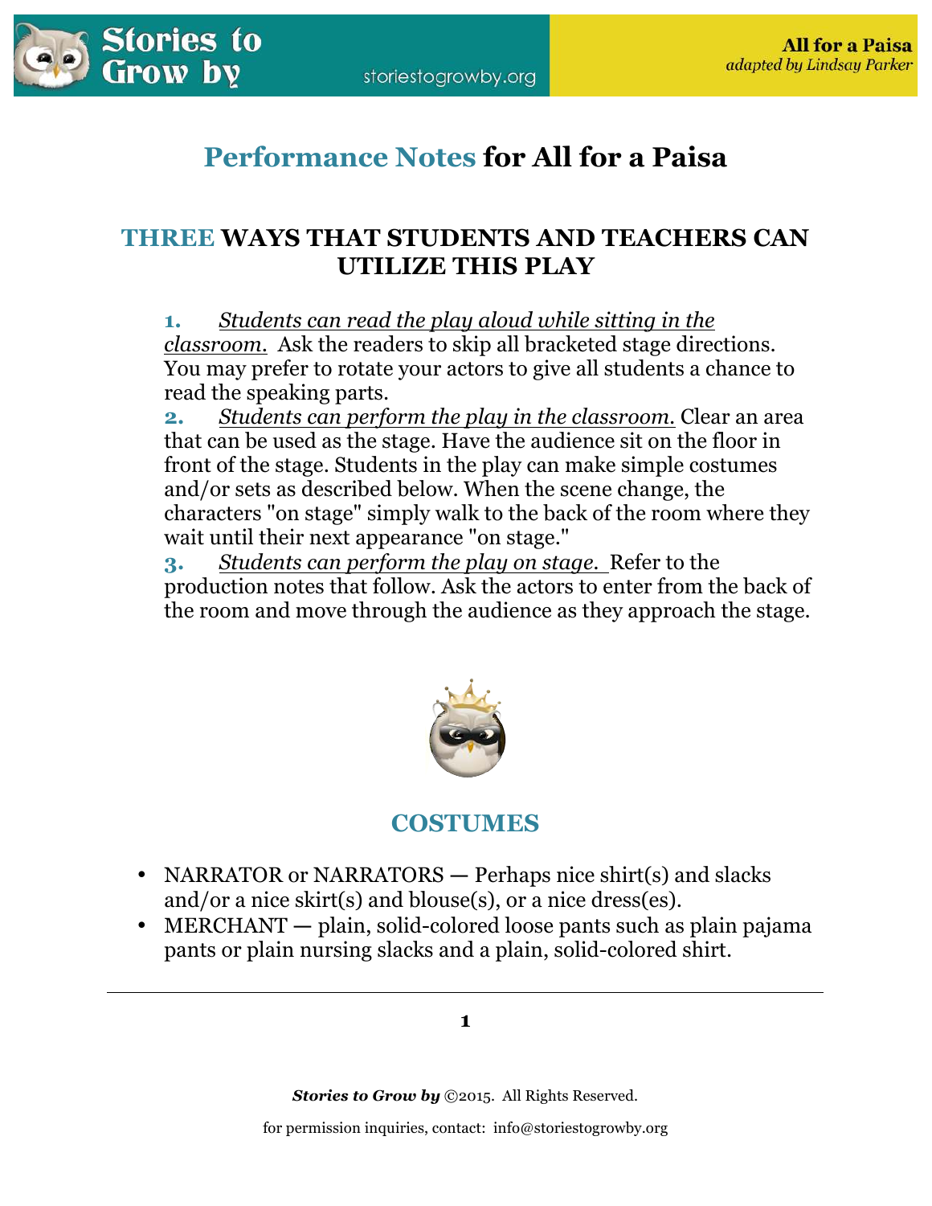# Performance Notes for All for a Paisa

## THREE WAYS THAT STUDENTS AND TEACHERS CAN UTILIZE THIS PLAY

**1.** *Students can read the play aloud while sitting in the classroom.* Ask the readers to skip all bracketed stage directions. You may prefer to rotate your actors to give all students a chance to read the speaking parts.

**2.** *Students can perform the play in the classroom.* Clear an area that can be used as the stage. Have the audience sit on the floor in front of the stage. Students in the play can make simple costumes and/or sets as described below. When the scene change, the characters "on stage" simply walk to the back of the room where they wait until their next appearance "on stage."

**3.** *Students can perform the play on stage.* Refer to the production notes that follow. Ask the actors to enter from the back of the room and move through the audience as they approach the stage.

## COSTUMES

- NARRATOR or NARRATORS — Perhaps nice shirt(s) and slacks and/or a nice skirt(s) and blouse(s), or a nice dress(es).
- MERCHANT — plain, solid-colored loose pants such as plain pajama pants or plain nursing slacks and a plain, solid-colored shirt.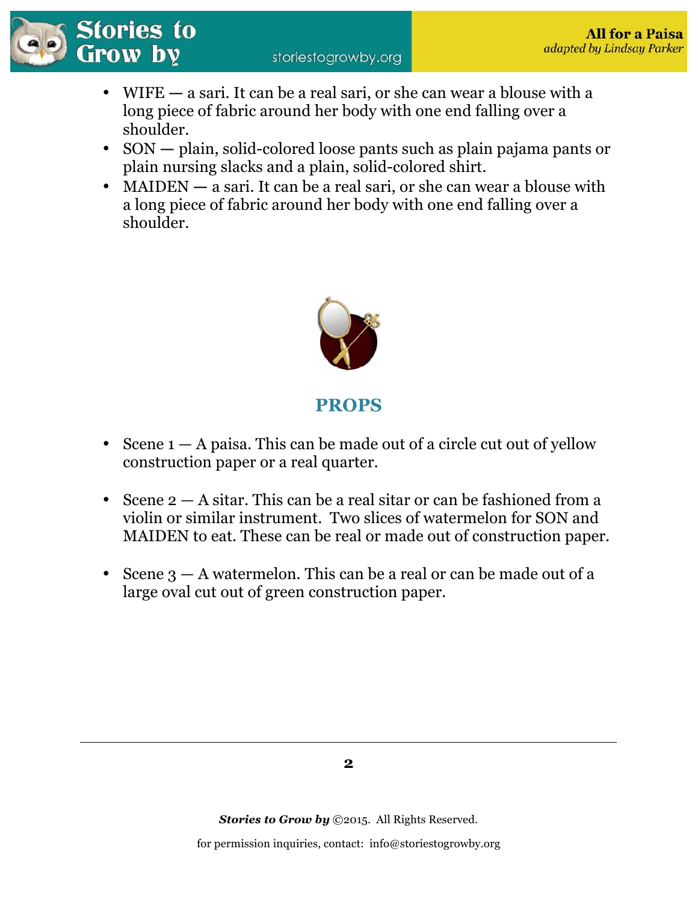- WIFE — a sari. It can be a real sari, or she can wear a blouse with a long piece of fabric around her body with one end falling over a shoulder.
- SON — plain, solid-colored loose pants such as plain pajama pants or plain nursing slacks and a plain, solid-colored shirt.
- MAIDEN — a sari. It can be a real sari, or she can wear a blouse with a long piece of fabric around her body with one end falling over a shoulder.

## PROPS

- Scene 1 — A paisa. This can be made out of a circle cut out of yellow construction paper or a real quarter.

- Scene 2 — A sitar. This can be a real sitar or can be fashioned from a violin or similar instrument. Two slices of watermelon for SON and MAIDEN to eat. These can be real or made out of construction paper.

- Scene 3 — A watermelon. This can be a real or can be made out of a large oval cut out of green construction paper.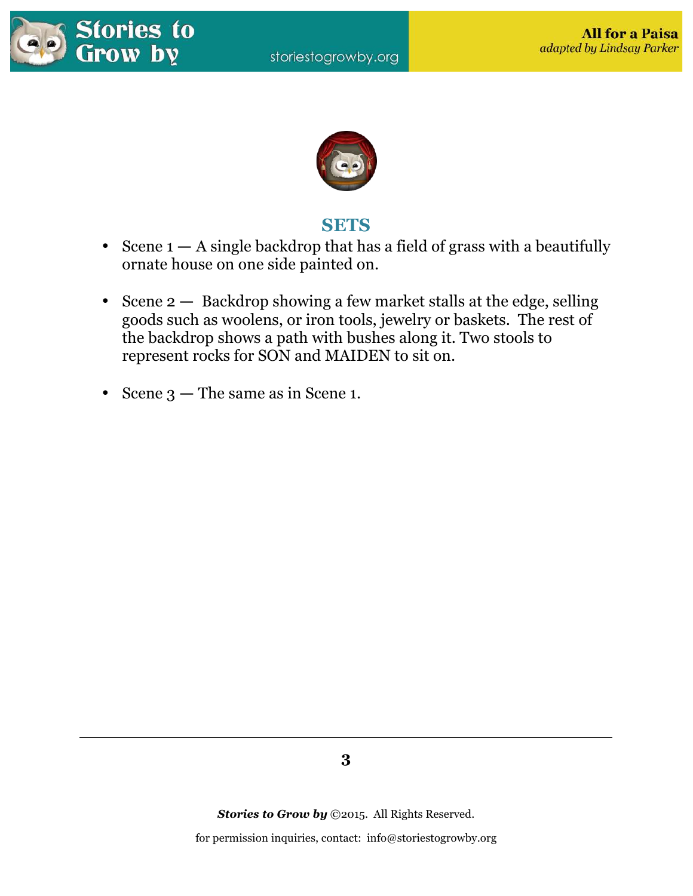## SETS

- Scene 1 — A single backdrop that has a field of grass with a beautifully ornate house on one side painted on.

- Scene 2 — Backdrop showing a few market stalls at the edge, selling goods such as woolens, or iron tools, jewelry or baskets. The rest of the backdrop shows a path with bushes along it. Two stools to represent rocks for SON and MAIDEN to sit on.

- Scene 3 — The same as in Scene 1.